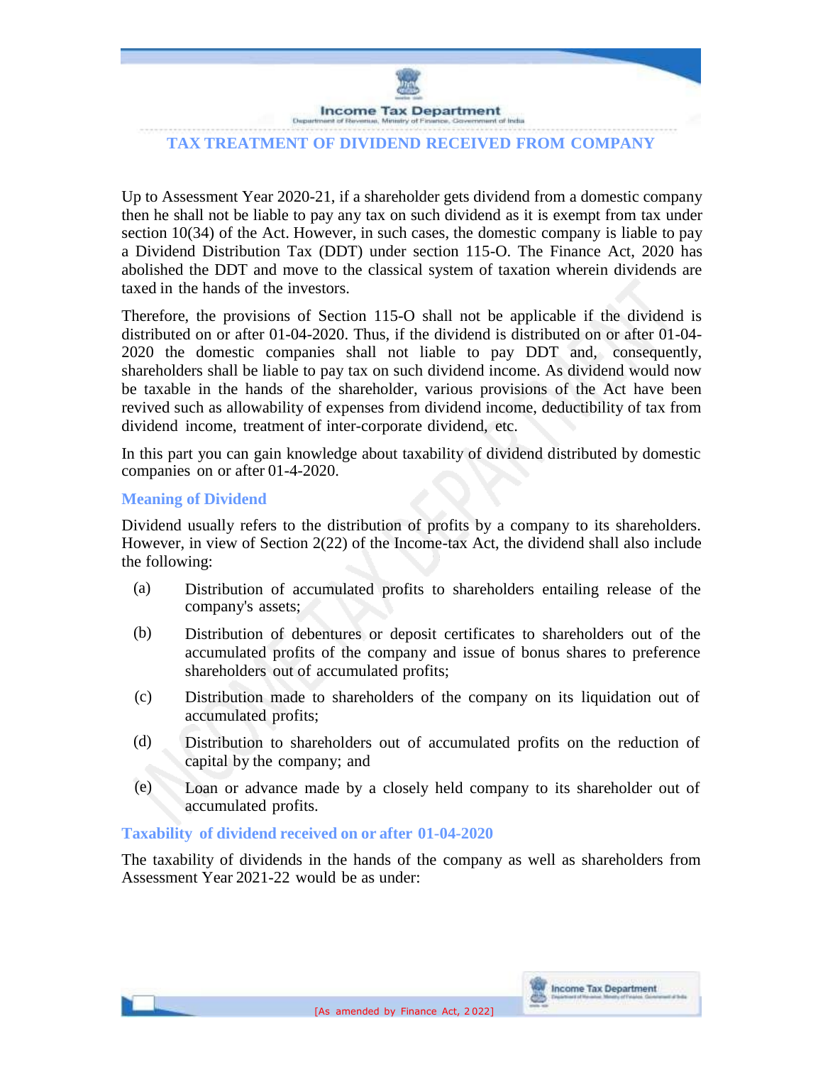# TAX TREATMENT OF DIVIDEND RECEIVED FROM COMPANY

Up to Assessment Year 2020-21, if a shareholder gets dividend from a domestic company then he shall not be liable to pay any tax on such dividend as it is exempt from tax under section 10(34) of the Act. However, in such cases, the domestic company is liable to pay a Dividend Distribution Tax (DDT) under section 115-O. The Finance Act, 2020 has abolished the DDT and move to the classical system of taxation wherein dividends are taxed in the hands of the investors.

Therefore, the provisions of Section 115-O shall not be applicable if the dividend is distributed on or after 01-04-2020. Thus, if the dividend is distributed on or after 01-04-2020 the domestic companies shall not liable to pay DDT and, consequently, shareholders shall be liable to pay tax on such dividend income. As dividend would now be taxable in the hands of the shareholder, various provisions of the Act have been revived such as allowability of expenses from dividend income, deductibility of tax from dividend income, treatment of inter-corporate dividend, etc.

In this part you can gain knowledge about taxability of dividend distributed by domestic companies on or after 01-4-2020.

## Meaning of Dividend

Dividend usually refers to the distribution of profits by a company to its shareholders. However, in view of Section 2(22) of the Income-tax Act, the dividend shall also include the following:

(a) Distribution of accumulated profits to shareholders entailing release of the company's assets;

(b) Distribution of debentures or deposit certificates to shareholders out of the accumulated profits of the company and issue of bonus shares to preference shareholders out of accumulated profits;

(c) Distribution made to shareholders of the company on its liquidation out of accumulated profits;

(d) Distribution to shareholders out of accumulated profits on the reduction of capital by the company; and

(e) Loan or advance made by a closely held company to its shareholder out of accumulated profits.

## Taxability of dividend received on or after 01-04-2020

The taxability of dividends in the hands of the company as well as shareholders from Assessment Year 2021-22 would be as under: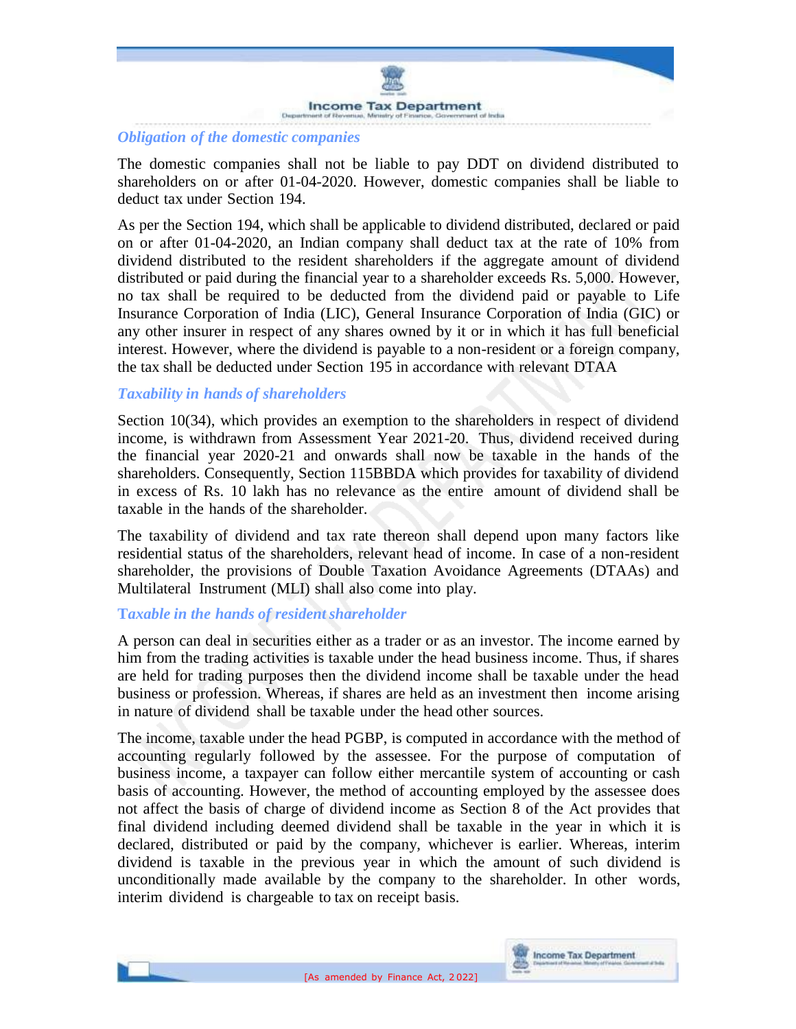### *Obligation of the domestic companies*

The domestic companies shall not be liable to pay DDT on dividend distributed to shareholders on or after 01-04-2020. However, domestic companies shall be liable to deduct tax under Section 194.

As per the Section 194, which shall be applicable to dividend distributed, declared or paid on or after 01-04-2020, an Indian company shall deduct tax at the rate of 10% from dividend distributed to the resident shareholders if the aggregate amount of dividend distributed or paid during the financial year to a shareholder exceeds Rs. 5,000. However, no tax shall be required to be deducted from the dividend paid or payable to Life Insurance Corporation of India (LIC), General Insurance Corporation of India (GIC) or any other insurer in respect of any shares owned by it or in which it has full beneficial interest. However, where the dividend is payable to a non-resident or a foreign company, the tax shall be deducted under Section 195 in accordance with relevant DTAA

### *Taxability in hands of shareholders*

Section 10(34), which provides an exemption to the shareholders in respect of dividend income, is withdrawn from Assessment Year 2021-20. Thus, dividend received during the financial year 2020-21 and onwards shall now be taxable in the hands of the shareholders. Consequently, Section 115BBDA which provides for taxability of dividend in excess of Rs. 10 lakh has no relevance as the entire amount of dividend shall be taxable in the hands of the shareholder.

The taxability of dividend and tax rate thereon shall depend upon many factors like residential status of the shareholders, relevant head of income. In case of a non-resident shareholder, the provisions of Double Taxation Avoidance Agreements (DTAAs) and Multilateral Instrument (MLI) shall also come into play.

### *Taxable in the hands of resident shareholder*

A person can deal in securities either as a trader or as an investor. The income earned by him from the trading activities is taxable under the head business income. Thus, if shares are held for trading purposes then the dividend income shall be taxable under the head business or profession. Whereas, if shares are held as an investment then income arising in nature of dividend shall be taxable under the head other sources.

The income, taxable under the head PGBP, is computed in accordance with the method of accounting regularly followed by the assessee. For the purpose of computation of business income, a taxpayer can follow either mercantile system of accounting or cash basis of accounting. However, the method of accounting employed by the assessee does not affect the basis of charge of dividend income as Section 8 of the Act provides that final dividend including deemed dividend shall be taxable in the year in which it is declared, distributed or paid by the company, whichever is earlier. Whereas, interim dividend is taxable in the previous year in which the amount of such dividend is unconditionally made available by the company to the shareholder. In other words, interim dividend is chargeable to tax on receipt basis.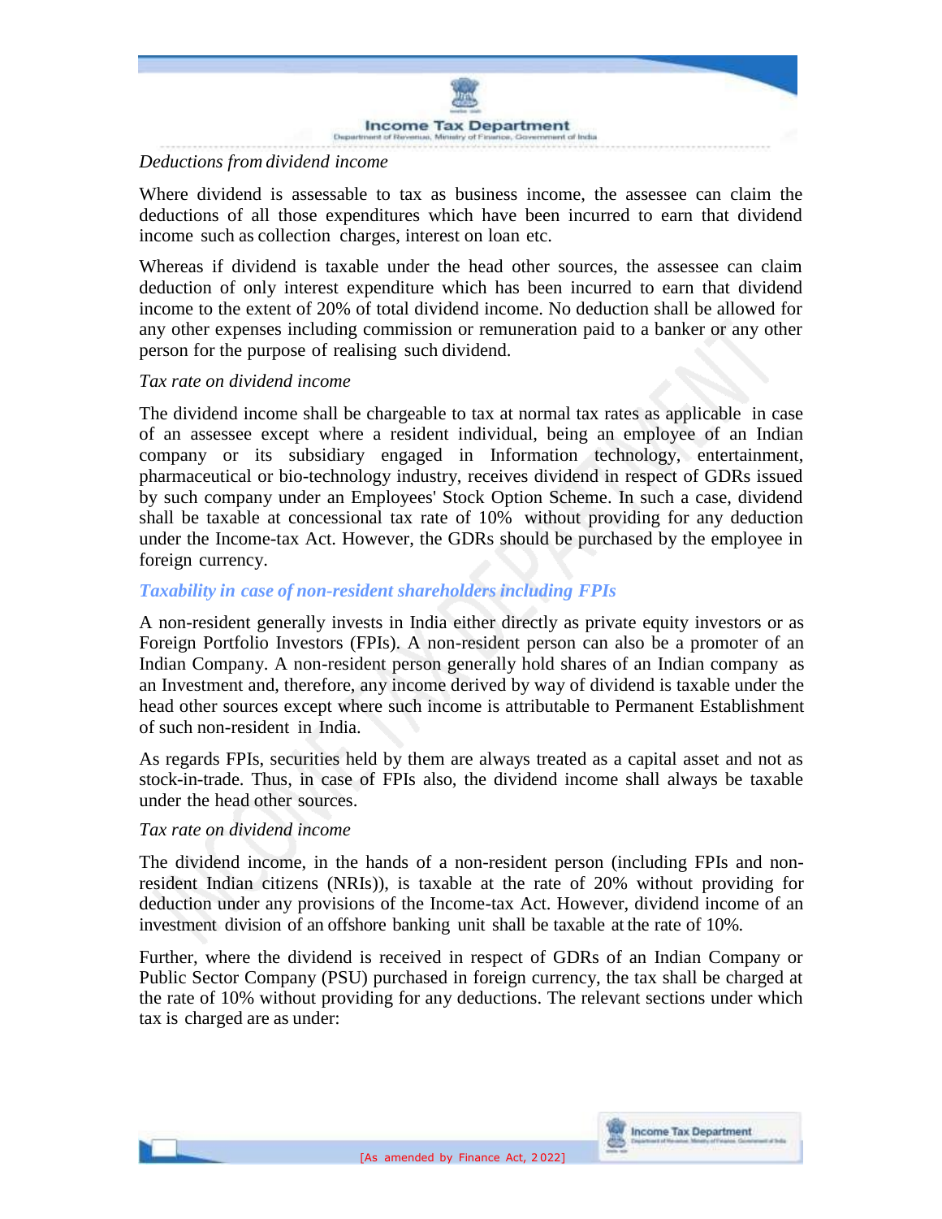*Deductions from dividend income*

Where dividend is assessable to tax as business income, the assessee can claim the deductions of all those expenditures which have been incurred to earn that dividend income such as collection charges, interest on loan etc.

Whereas if dividend is taxable under the head other sources, the assessee can claim deduction of only interest expenditure which has been incurred to earn that dividend income to the extent of 20% of total dividend income. No deduction shall be allowed for any other expenses including commission or remuneration paid to a banker or any other person for the purpose of realising such dividend.

*Tax rate on dividend income*

The dividend income shall be chargeable to tax at normal tax rates as applicable in case of an assessee except where a resident individual, being an employee of an Indian company or its subsidiary engaged in Information technology, entertainment, pharmaceutical or bio-technology industry, receives dividend in respect of GDRs issued by such company under an Employees' Stock Option Scheme. In such a case, dividend shall be taxable at concessional tax rate of 10% without providing for any deduction under the Income-tax Act. However, the GDRs should be purchased by the employee in foreign currency.

### *Taxability in case of non-resident shareholders including FPIs*

A non-resident generally invests in India either directly as private equity investors or as Foreign Portfolio Investors (FPIs). A non-resident person can also be a promoter of an Indian Company. A non-resident person generally hold shares of an Indian company as an Investment and, therefore, any income derived by way of dividend is taxable under the head other sources except where such income is attributable to Permanent Establishment of such non-resident in India.

As regards FPIs, securities held by them are always treated as a capital asset and not as stock-in-trade. Thus, in case of FPIs also, the dividend income shall always be taxable under the head other sources.

*Tax rate on dividend income*

The dividend income, in the hands of a non-resident person (including FPIs and non-resident Indian citizens (NRIs)), is taxable at the rate of 20% without providing for deduction under any provisions of the Income-tax Act. However, dividend income of an investment division of an offshore banking unit shall be taxable at the rate of 10%.

Further, where the dividend is received in respect of GDRs of an Indian Company or Public Sector Company (PSU) purchased in foreign currency, the tax shall be charged at the rate of 10% without providing for any deductions. The relevant sections under which tax is charged are as under: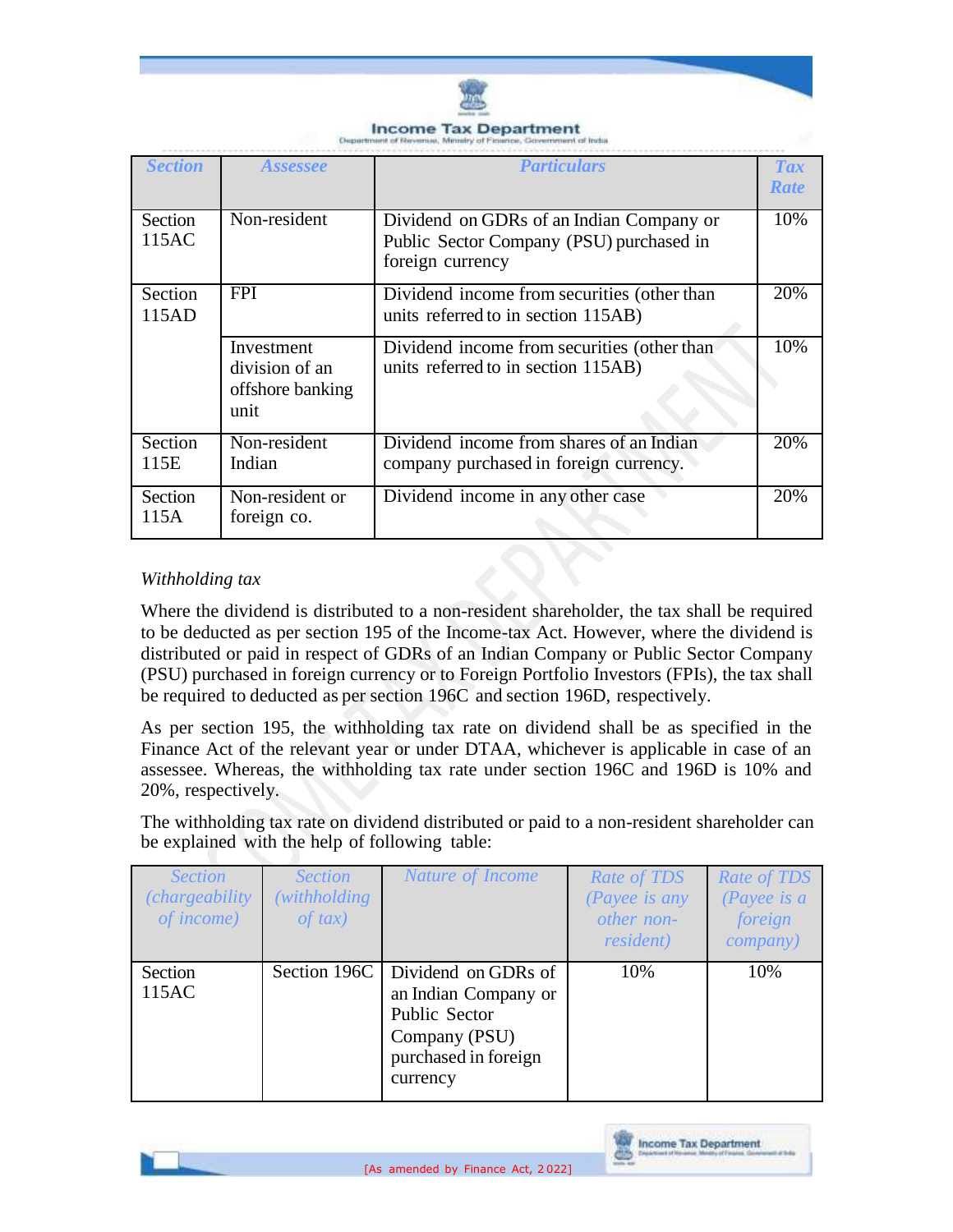| *Section* | *Assessee* | *Particulars* | *Tax Rate* |
|---|---|---|---|
| Section 115AC | Non-resident | Dividend on GDRs of an Indian Company or Public Sector Company (PSU) purchased in foreign currency | 10% |
| Section 115AD | FPI | Dividend income from securities (other than units referred to in section 115AB) | 20% |
| | Investment division of an offshore banking unit | Dividend income from securities (other than units referred to in section 115AB) | 10% |
| Section 115E | Non-resident Indian | Dividend income from shares of an Indian company purchased in foreign currency. | 20% |
| Section 115A | Non-resident or foreign co. | Dividend income in any other case | 20% |

*Withholding tax*

Where the dividend is distributed to a non-resident shareholder, the tax shall be required to be deducted as per section 195 of the Income-tax Act. However, where the dividend is distributed or paid in respect of GDRs of an Indian Company or Public Sector Company (PSU) purchased in foreign currency or to Foreign Portfolio Investors (FPIs), the tax shall be required to deducted as per section 196C and section 196D, respectively.

As per section 195, the withholding tax rate on dividend shall be as specified in the Finance Act of the relevant year or under DTAA, whichever is applicable in case of an assessee. Whereas, the withholding tax rate under section 196C and 196D is 10% and 20%, respectively.

The withholding tax rate on dividend distributed or paid to a non-resident shareholder can be explained with the help of following table:

| *Section (chargeability of income)* | *Section (withholding of tax)* | *Nature of Income* | *Rate of TDS (Payee is any other non-resident)* | *Rate of TDS (Payee is a foreign company)* |
|---|---|---|---|---|
| Section 115AC | Section 196C | Dividend on GDRs of an Indian Company or Public Sector Company (PSU) purchased in foreign currency | 10% | 10% |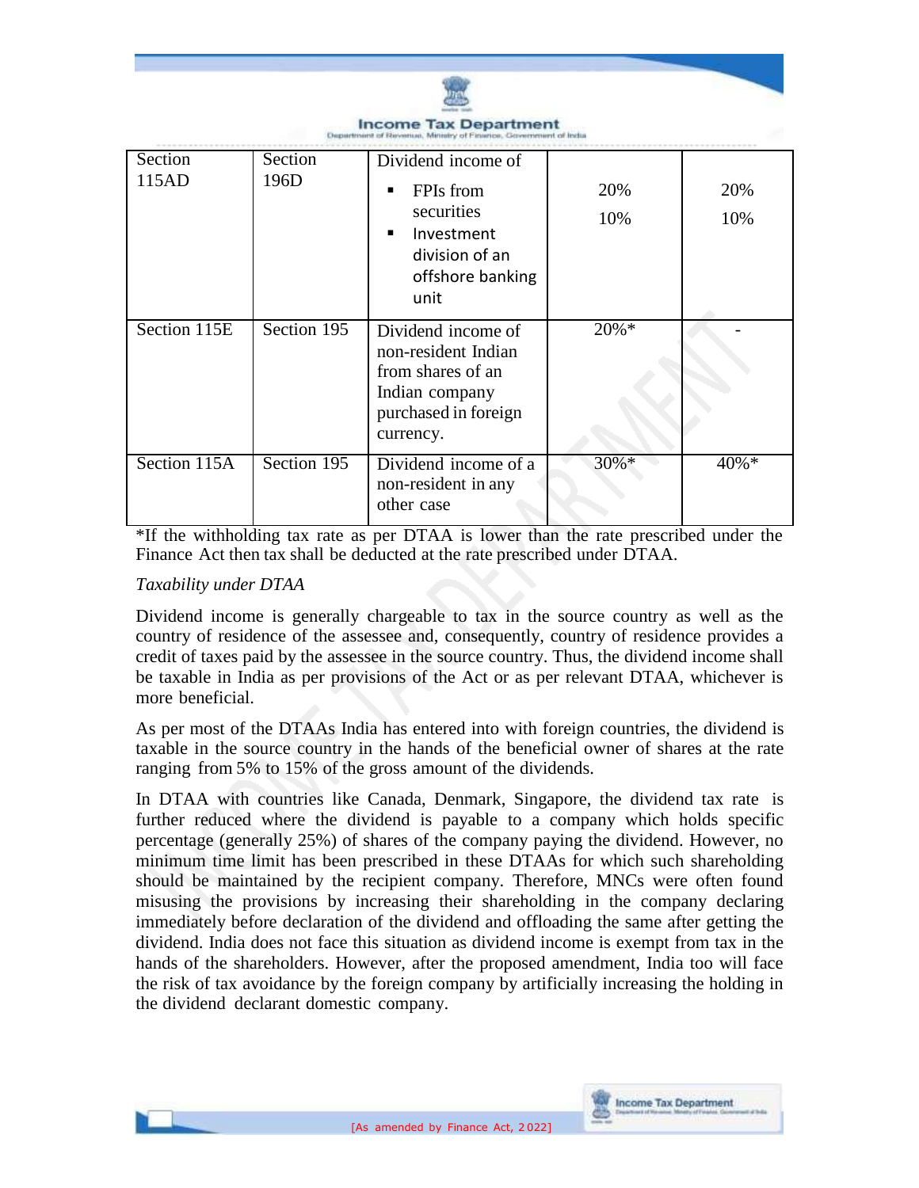| Section 115AD | Section 196D | Dividend income of<br>▪ FPIs from securities<br>▪ Investment division of an offshore banking unit | 20%<br>10% | 20%<br>10% |
|---|---|---|---|---|
| Section 115E | Section 195 | Dividend income of non-resident Indian from shares of an Indian company purchased in foreign currency. | 20%* | - |
| Section 115A | Section 195 | Dividend income of a non-resident in any other case | 30%* | 40%* |

*If the withholding tax rate as per DTAA is lower than the rate prescribed under the Finance Act then tax shall be deducted at the rate prescribed under DTAA.

*Taxability under DTAA*

Dividend income is generally chargeable to tax in the source country as well as the country of residence of the assessee and, consequently, country of residence provides a credit of taxes paid by the assessee in the source country. Thus, the dividend income shall be taxable in India as per provisions of the Act or as per relevant DTAA, whichever is more beneficial.

As per most of the DTAAs India has entered into with foreign countries, the dividend is taxable in the source country in the hands of the beneficial owner of shares at the rate ranging from 5% to 15% of the gross amount of the dividends.

In DTAA with countries like Canada, Denmark, Singapore, the dividend tax rate is further reduced where the dividend is payable to a company which holds specific percentage (generally 25%) of shares of the company paying the dividend. However, no minimum time limit has been prescribed in these DTAAs for which such shareholding should be maintained by the recipient company. Therefore, MNCs were often found misusing the provisions by increasing their shareholding in the company declaring immediately before declaration of the dividend and offloading the same after getting the dividend. India does not face this situation as dividend income is exempt from tax in the hands of the shareholders. However, after the proposed amendment, India too will face the risk of tax avoidance by the foreign company by artificially increasing the holding in the dividend declarant domestic company.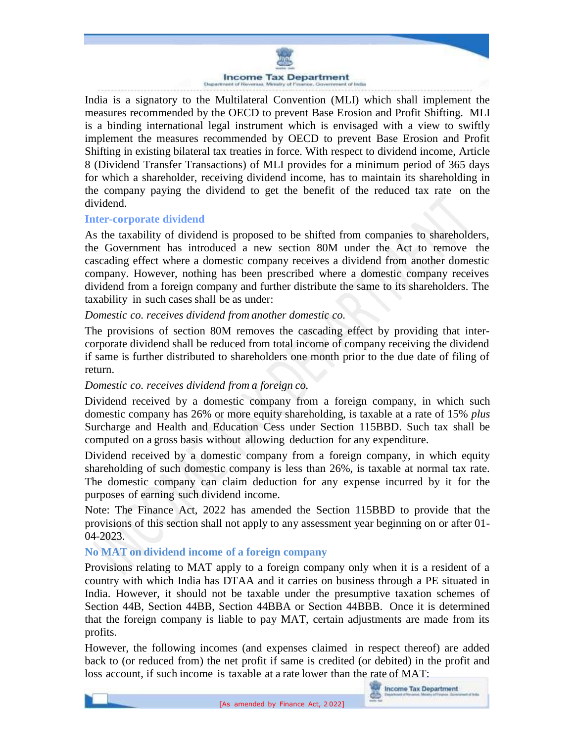India is a signatory to the Multilateral Convention (MLI) which shall implement the measures recommended by the OECD to prevent Base Erosion and Profit Shifting. MLI is a binding international legal instrument which is envisaged with a view to swiftly implement the measures recommended by OECD to prevent Base Erosion and Profit Shifting in existing bilateral tax treaties in force. With respect to dividend income, Article 8 (Dividend Transfer Transactions) of MLI provides for a minimum period of 365 days for which a shareholder, receiving dividend income, has to maintain its shareholding in the company paying the dividend to get the benefit of the reduced tax rate on the dividend.

### Inter-corporate dividend

As the taxability of dividend is proposed to be shifted from companies to shareholders, the Government has introduced a new section 80M under the Act to remove the cascading effect where a domestic company receives a dividend from another domestic company. However, nothing has been prescribed where a domestic company receives dividend from a foreign company and further distribute the same to its shareholders. The taxability in such cases shall be as under:

*Domestic co. receives dividend from another domestic co.*

The provisions of section 80M removes the cascading effect by providing that inter-corporate dividend shall be reduced from total income of company receiving the dividend if same is further distributed to shareholders one month prior to the due date of filing of return.

*Domestic co. receives dividend from a foreign co.*

Dividend received by a domestic company from a foreign company, in which such domestic company has 26% or more equity shareholding, is taxable at a rate of 15% *plus* Surcharge and Health and Education Cess under Section 115BBD. Such tax shall be computed on a gross basis without allowing deduction for any expenditure.

Dividend received by a domestic company from a foreign company, in which equity shareholding of such domestic company is less than 26%, is taxable at normal tax rate. The domestic company can claim deduction for any expense incurred by it for the purposes of earning such dividend income.

Note: The Finance Act, 2022 has amended the Section 115BBD to provide that the provisions of this section shall not apply to any assessment year beginning on or after 01-04-2023.

### No MAT on dividend income of a foreign company

Provisions relating to MAT apply to a foreign company only when it is a resident of a country with which India has DTAA and it carries on business through a PE situated in India. However, it should not be taxable under the presumptive taxation schemes of Section 44B, Section 44BB, Section 44BBA or Section 44BBB. Once it is determined that the foreign company is liable to pay MAT, certain adjustments are made from its profits.

However, the following incomes (and expenses claimed in respect thereof) are added back to (or reduced from) the net profit if same is credited (or debited) in the profit and loss account, if such income is taxable at a rate lower than the rate of MAT: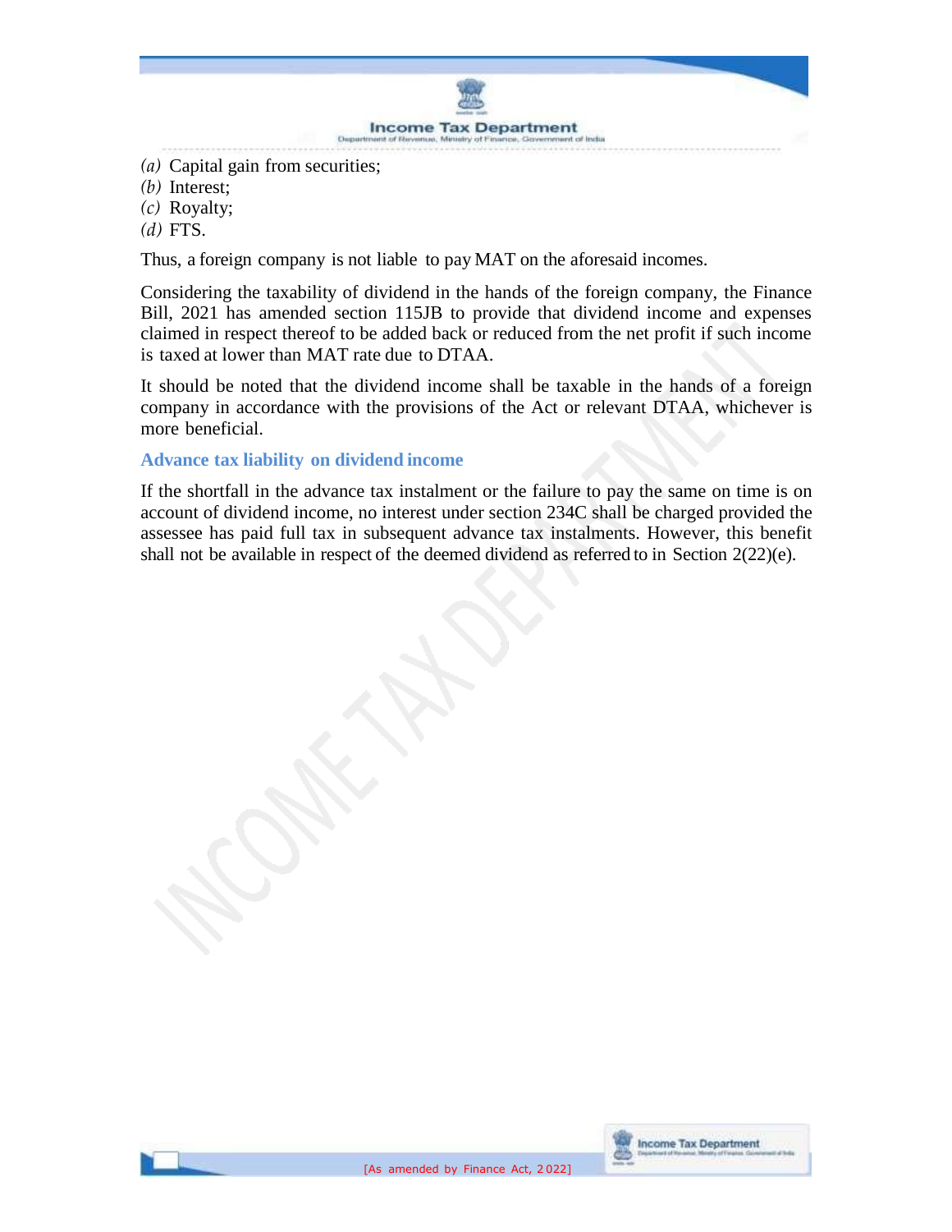*(a)* Capital gain from securities;

*(b)* Interest;

*(c)* Royalty;

*(d)* FTS.

Thus, a foreign company is not liable to pay MAT on the aforesaid incomes.

Considering the taxability of dividend in the hands of the foreign company, the Finance Bill, 2021 has amended section 115JB to provide that dividend income and expenses claimed in respect thereof to be added back or reduced from the net profit if such income is taxed at lower than MAT rate due to DTAA.

It should be noted that the dividend income shall be taxable in the hands of a foreign company in accordance with the provisions of the Act or relevant DTAA, whichever is more beneficial.

### Advance tax liability on dividend income

If the shortfall in the advance tax instalment or the failure to pay the same on time is on account of dividend income, no interest under section 234C shall be charged provided the assessee has paid full tax in subsequent advance tax instalments. However, this benefit shall not be available in respect of the deemed dividend as referred to in Section 2(22)(e).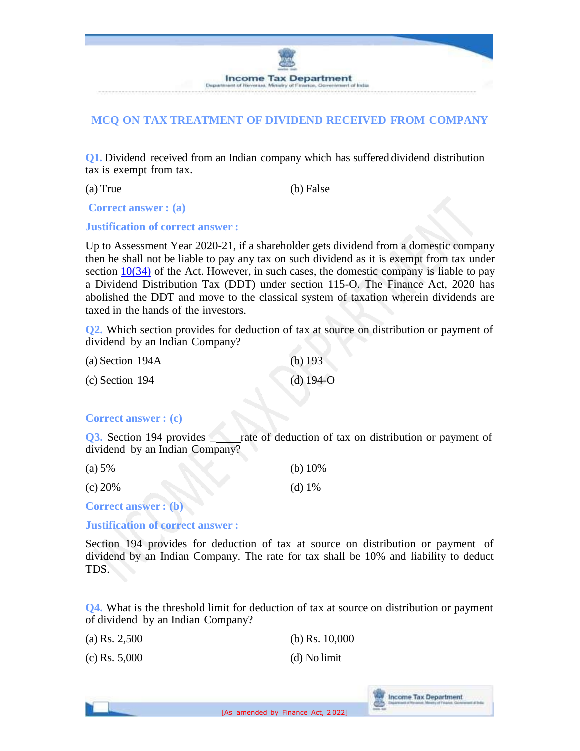## MCQ ON TAX TREATMENT OF DIVIDEND RECEIVED FROM COMPANY

**Q1.** Dividend received from an Indian company which has suffered dividend distribution tax is exempt from tax.

(a) True

(b) False

**Correct answer : (a)**

**Justification of correct answer :**

Up to Assessment Year 2020-21, if a shareholder gets dividend from a domestic company then he shall not be liable to pay any tax on such dividend as it is exempt from tax under section 10(34) of the Act. However, in such cases, the domestic company is liable to pay a Dividend Distribution Tax (DDT) under section 115-O. The Finance Act, 2020 has abolished the DDT and move to the classical system of taxation wherein dividends are taxed in the hands of the investors.

**Q2.** Which section provides for deduction of tax at source on distribution or payment of dividend by an Indian Company?

(a) Section 194A

(b) 193

(c) Section 194

(d) 194-O

**Correct answer : (c)**

**Q3.** Section 194 provides _____rate of deduction of tax on distribution or payment of dividend by an Indian Company?

(a) 5%

(b) 10%

(c) 20%

(d) 1%

**Correct answer : (b)**

**Justification of correct answer :**

Section 194 provides for deduction of tax at source on distribution or payment of dividend by an Indian Company. The rate for tax shall be 10% and liability to deduct TDS.

**Q4.** What is the threshold limit for deduction of tax at source on distribution or payment of dividend by an Indian Company?

(a) Rs. 2,500

(b) Rs. 10,000

(c) Rs. 5,000

(d) No limit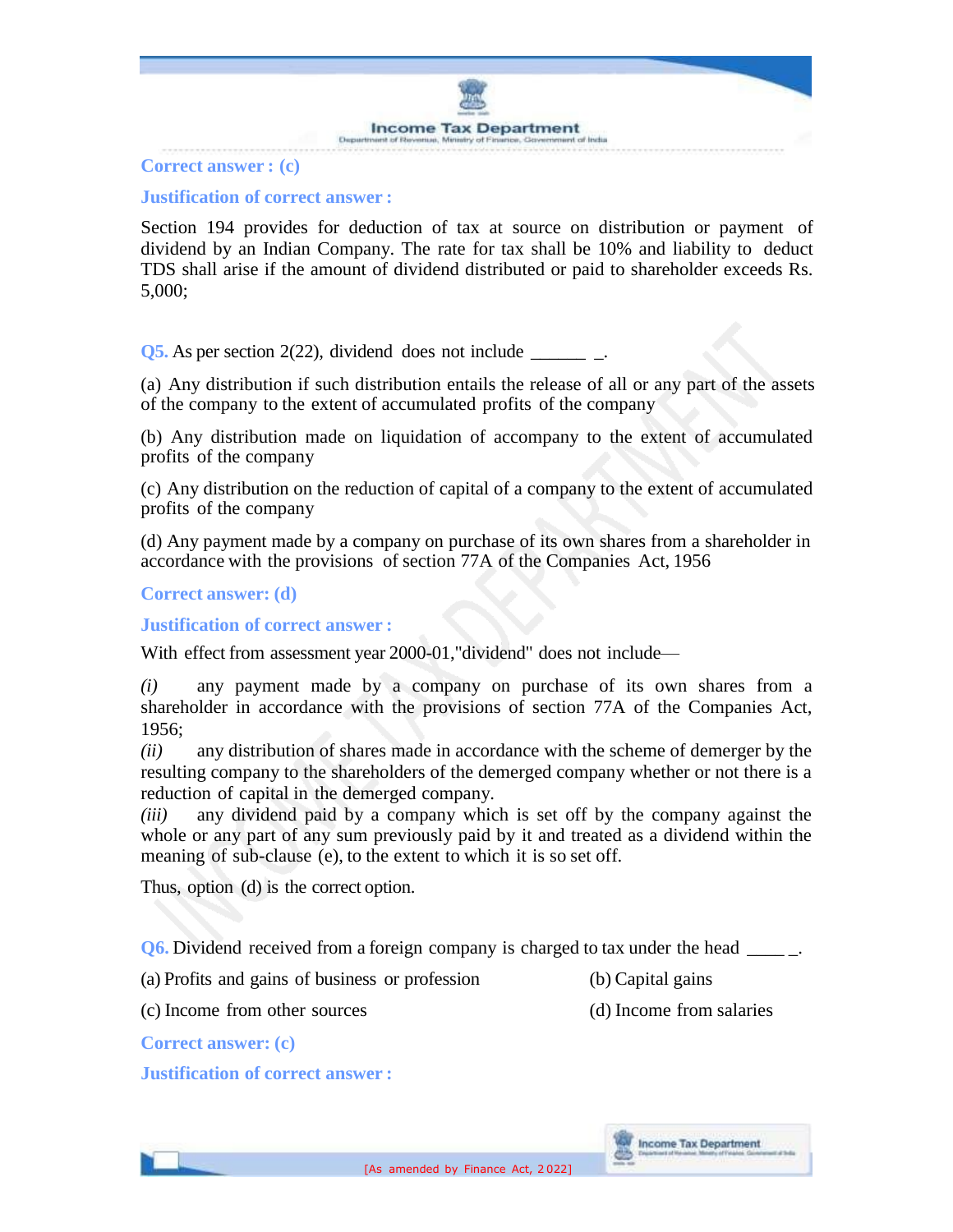**Correct answer : (c)**

**Justification of correct answer :**

Section 194 provides for deduction of tax at source on distribution or payment of dividend by an Indian Company. The rate for tax shall be 10% and liability to deduct TDS shall arise if the amount of dividend distributed or paid to shareholder exceeds Rs. 5,000;

**Q5.** As per section 2(22), dividend does not include ______ _.

(a) Any distribution if such distribution entails the release of all or any part of the assets of the company to the extent of accumulated profits of the company

(b) Any distribution made on liquidation of accompany to the extent of accumulated profits of the company

(c) Any distribution on the reduction of capital of a company to the extent of accumulated profits of the company

(d) Any payment made by a company on purchase of its own shares from a shareholder in accordance with the provisions of section 77A of the Companies Act, 1956

**Correct answer: (d)**

**Justification of correct answer :**

With effect from assessment year 2000-01,"dividend" does not include—

*(i)* any payment made by a company on purchase of its own shares from a shareholder in accordance with the provisions of section 77A of the Companies Act, 1956;
*(ii)* any distribution of shares made in accordance with the scheme of demerger by the resulting company to the shareholders of the demerged company whether or not there is a reduction of capital in the demerged company.
*(iii)* any dividend paid by a company which is set off by the company against the whole or any part of any sum previously paid by it and treated as a dividend within the meaning of sub-clause (e), to the extent to which it is so set off.

Thus, option (d) is the correct option.

**Q6.** Dividend received from a foreign company is charged to tax under the head ____ _.

(a) Profits and gains of business or profession

(b) Capital gains

(c) Income from other sources

(d) Income from salaries

**Correct answer: (c)**

**Justification of correct answer :**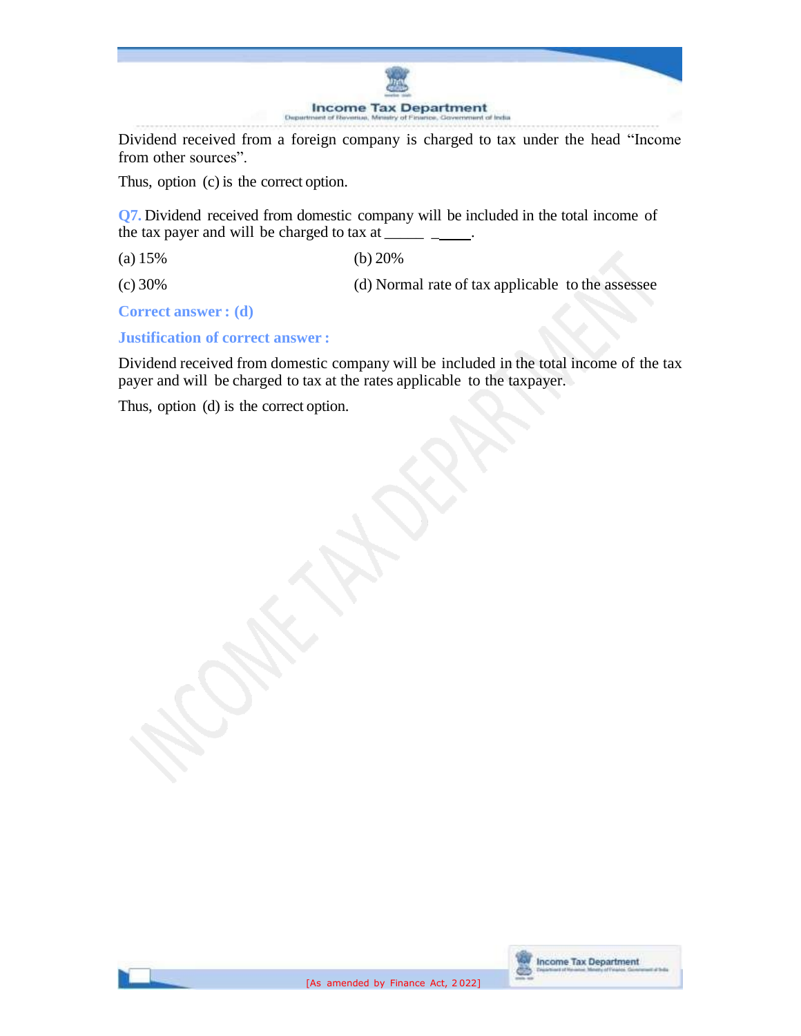Dividend received from a foreign company is charged to tax under the head "Income from other sources".

Thus, option (c) is the correct option.

**Q7.** Dividend received from domestic company will be included in the total income of the tax payer and will be charged to tax at _____ _____.

(a) 15%

(b) 20%

(c) 30%

(d) Normal rate of tax applicable to the assessee

**Correct answer : (d)**

**Justification of correct answer :**

Dividend received from domestic company will be included in the total income of the tax payer and will be charged to tax at the rates applicable to the taxpayer.

Thus, option (d) is the correct option.